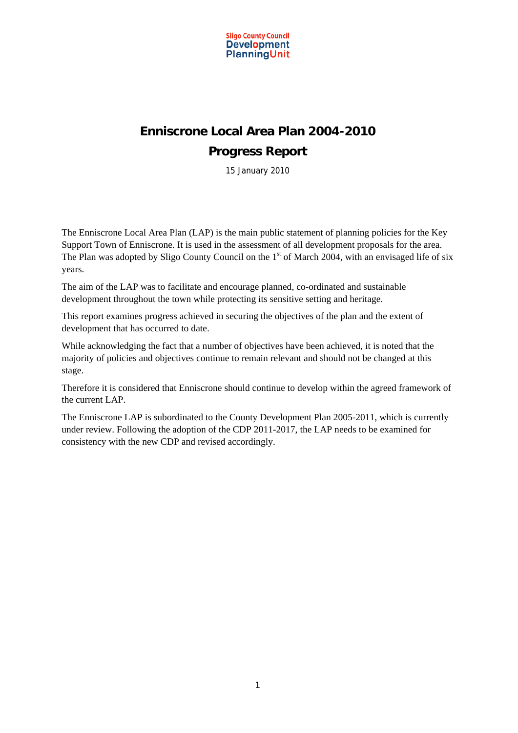Sligo County Council
Development
Planning Unit

# Enniscrone Local Area Plan 2004-2010

## Progress Report

15 January 2010

The Enniscrone Local Area Plan (LAP) is the main public statement of planning policies for the Key Support Town of Enniscrone. It is used in the assessment of all development proposals for the area. The Plan was adopted by Sligo County Council on the 1st of March 2004, with an envisaged life of six years.

The aim of the LAP was to facilitate and encourage planned, co-ordinated and sustainable development throughout the town while protecting its sensitive setting and heritage.

This report examines progress achieved in securing the objectives of the plan and the extent of development that has occurred to date.

While acknowledging the fact that a number of objectives have been achieved, it is noted that the majority of policies and objectives continue to remain relevant and should not be changed at this stage.

Therefore it is considered that Enniscrone should continue to develop within the agreed framework of the current LAP.

The Enniscrone LAP is subordinated to the County Development Plan 2005-2011, which is currently under review. Following the adoption of the CDP 2011-2017, the LAP needs to be examined for consistency with the new CDP and revised accordingly.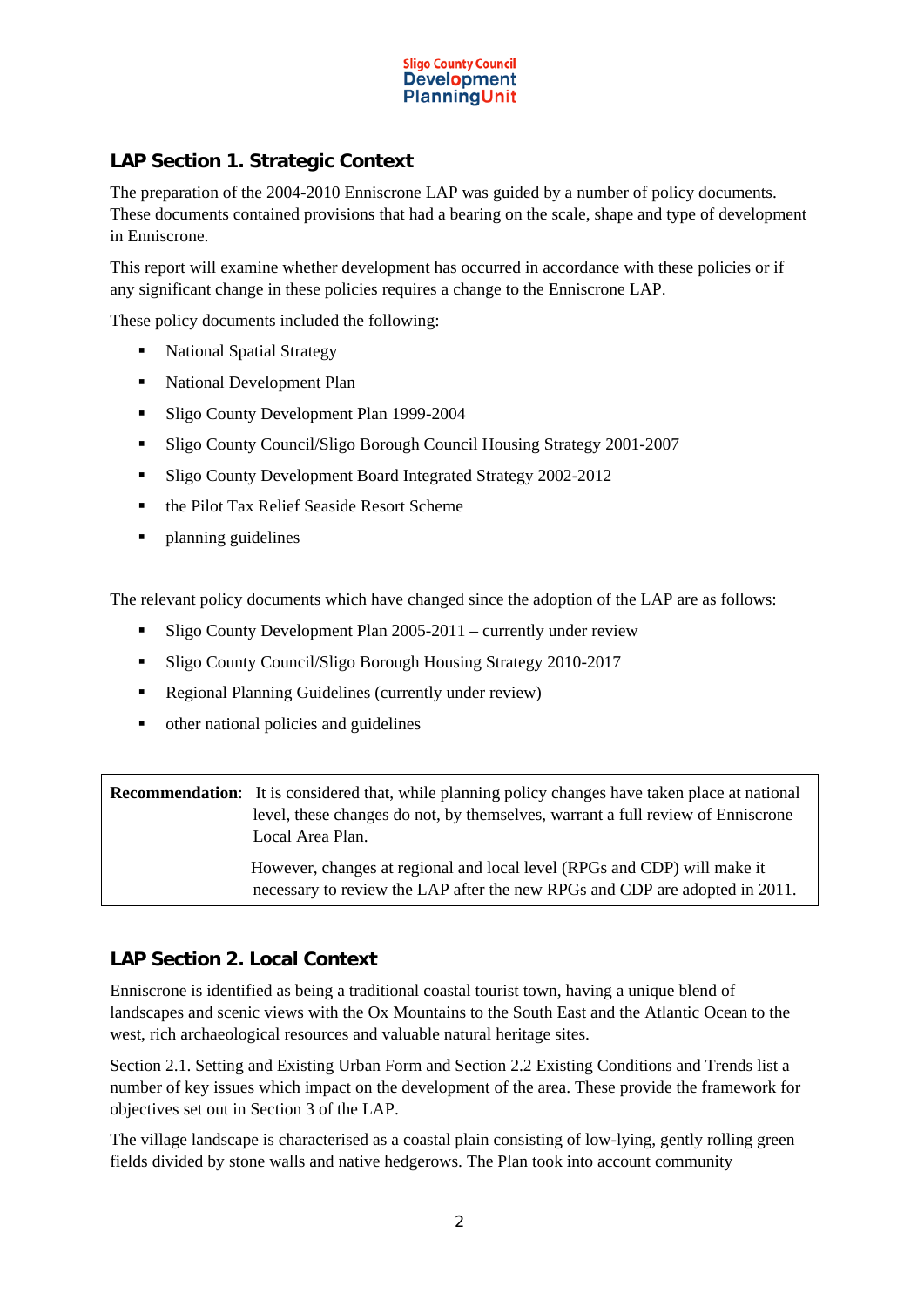## LAP Section 1. Strategic Context

The preparation of the 2004-2010 Enniscrone LAP was guided by a number of policy documents. These documents contained provisions that had a bearing on the scale, shape and type of development in Enniscrone.

This report will examine whether development has occurred in accordance with these policies or if any significant change in these policies requires a change to the Enniscrone LAP.

These policy documents included the following:

- National Spatial Strategy
- National Development Plan
- Sligo County Development Plan 1999-2004
- Sligo County Council/Sligo Borough Council Housing Strategy 2001-2007
- Sligo County Development Board Integrated Strategy 2002-2012
- the Pilot Tax Relief Seaside Resort Scheme
- planning guidelines

The relevant policy documents which have changed since the adoption of the LAP are as follows:

- Sligo County Development Plan 2005-2011 – currently under review
- Sligo County Council/Sligo Borough Housing Strategy 2010-2017
- Regional Planning Guidelines (currently under review)
- other national policies and guidelines

| | |
|---|---|
| **Recommendation**: | It is considered that, while planning policy changes have taken place at national level, these changes do not, by themselves, warrant a full review of Enniscrone Local Area Plan.<br><br>However, changes at regional and local level (RPGs and CDP) will make it necessary to review the LAP after the new RPGs and CDP are adopted in 2011. |

## LAP Section 2. Local Context

Enniscrone is identified as being a traditional coastal tourist town, having a unique blend of landscapes and scenic views with the Ox Mountains to the South East and the Atlantic Ocean to the west, rich archaeological resources and valuable natural heritage sites.

Section 2.1. Setting and Existing Urban Form and Section 2.2 Existing Conditions and Trends list a number of key issues which impact on the development of the area. These provide the framework for objectives set out in Section 3 of the LAP.

The village landscape is characterised as a coastal plain consisting of low-lying, gently rolling green fields divided by stone walls and native hedgerows. The Plan took into account community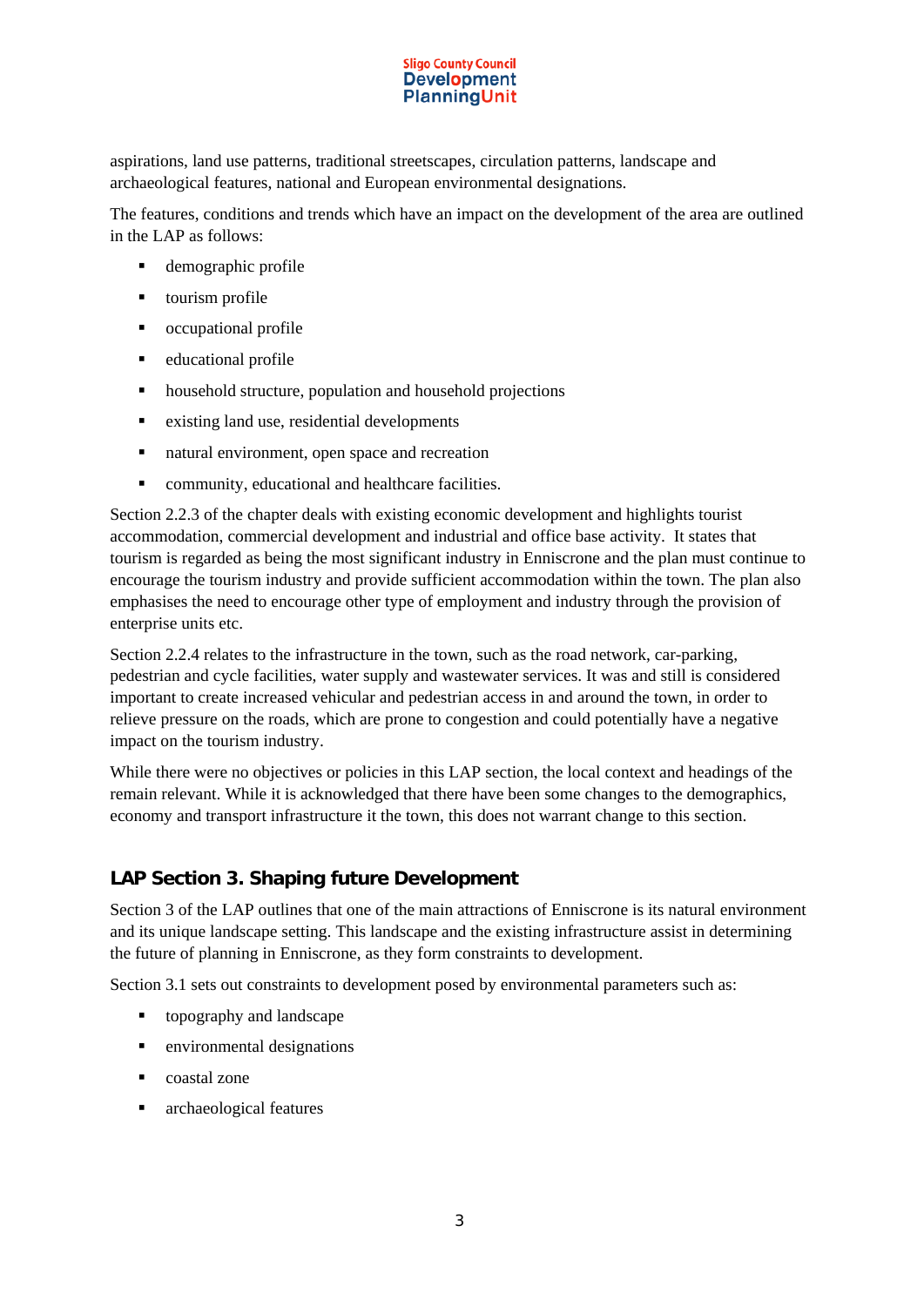aspirations, land use patterns, traditional streetscapes, circulation patterns, landscape and archaeological features, national and European environmental designations.

The features, conditions and trends which have an impact on the development of the area are outlined in the LAP as follows:

- demographic profile
- tourism profile
- occupational profile
- educational profile
- household structure, population and household projections
- existing land use, residential developments
- natural environment, open space and recreation
- community, educational and healthcare facilities.

Section 2.2.3 of the chapter deals with existing economic development and highlights tourist accommodation, commercial development and industrial and office base activity. It states that tourism is regarded as being the most significant industry in Enniscrone and the plan must continue to encourage the tourism industry and provide sufficient accommodation within the town. The plan also emphasises the need to encourage other type of employment and industry through the provision of enterprise units etc.

Section 2.2.4 relates to the infrastructure in the town, such as the road network, car-parking, pedestrian and cycle facilities, water supply and wastewater services. It was and still is considered important to create increased vehicular and pedestrian access in and around the town, in order to relieve pressure on the roads, which are prone to congestion and could potentially have a negative impact on the tourism industry.

While there were no objectives or policies in this LAP section, the local context and headings of the remain relevant. While it is acknowledged that there have been some changes to the demographics, economy and transport infrastructure it the town, this does not warrant change to this section.

## LAP Section 3. Shaping future Development

Section 3 of the LAP outlines that one of the main attractions of Enniscrone is its natural environment and its unique landscape setting. This landscape and the existing infrastructure assist in determining the future of planning in Enniscrone, as they form constraints to development.

Section 3.1 sets out constraints to development posed by environmental parameters such as:

- topography and landscape
- environmental designations
- coastal zone
- archaeological features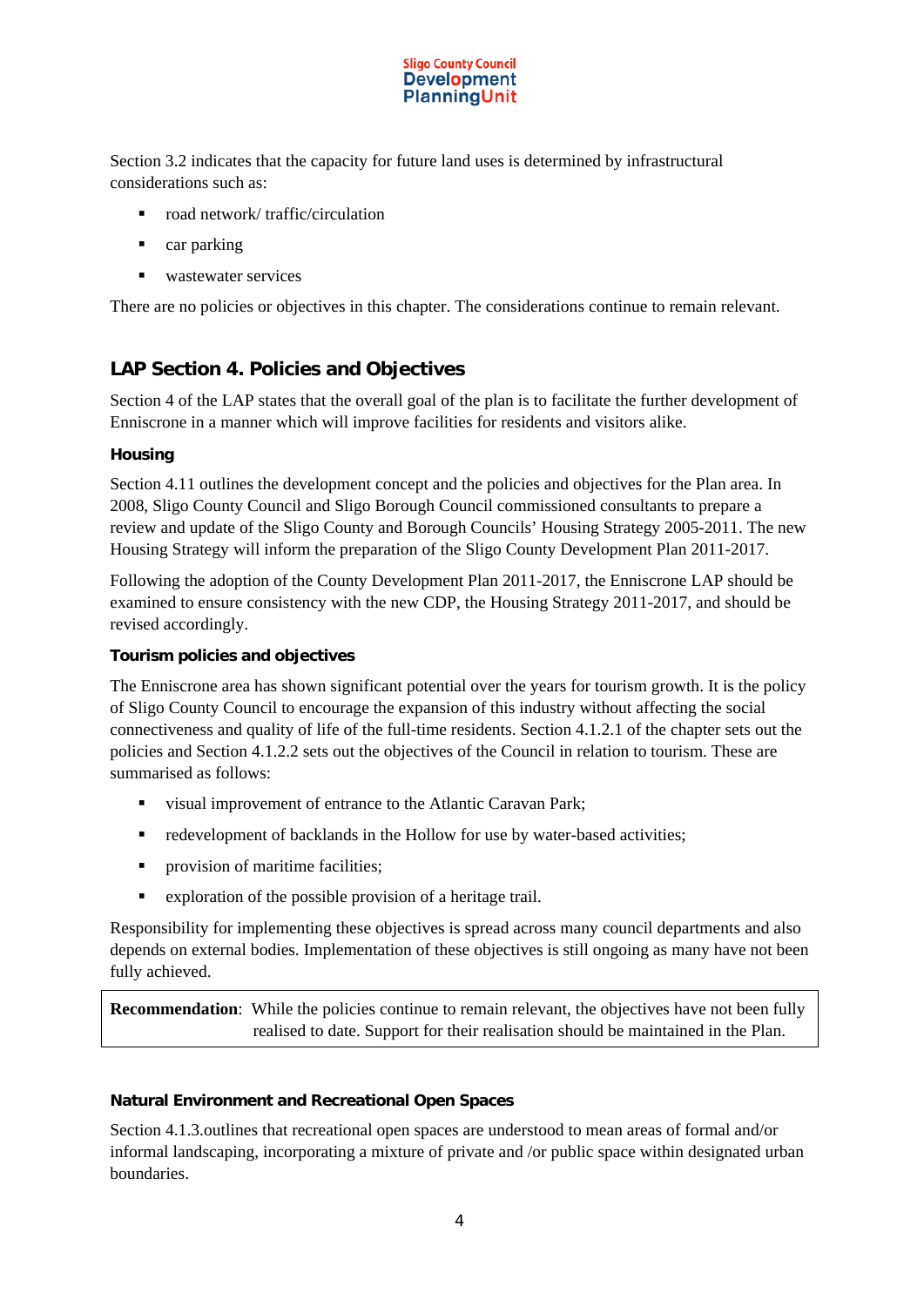Section 3.2 indicates that the capacity for future land uses is determined by infrastructural considerations such as:

- road network/ traffic/circulation
- car parking
- wastewater services

There are no policies or objectives in this chapter. The considerations continue to remain relevant.

## LAP Section 4. Policies and Objectives

Section 4 of the LAP states that the overall goal of the plan is to facilitate the further development of Enniscrone in a manner which will improve facilities for residents and visitors alike.

#### Housing

Section 4.11 outlines the development concept and the policies and objectives for the Plan area. In 2008, Sligo County Council and Sligo Borough Council commissioned consultants to prepare a review and update of the Sligo County and Borough Councils' Housing Strategy 2005-2011. The new Housing Strategy will inform the preparation of the Sligo County Development Plan 2011-2017.

Following the adoption of the County Development Plan 2011-2017, the Enniscrone LAP should be examined to ensure consistency with the new CDP, the Housing Strategy 2011-2017, and should be revised accordingly.

#### Tourism policies and objectives

The Enniscrone area has shown significant potential over the years for tourism growth. It is the policy of Sligo County Council to encourage the expansion of this industry without affecting the social connectiveness and quality of life of the full-time residents. Section 4.1.2.1 of the chapter sets out the policies and Section 4.1.2.2 sets out the objectives of the Council in relation to tourism. These are summarised as follows:

- visual improvement of entrance to the Atlantic Caravan Park;
- redevelopment of backlands in the Hollow for use by water-based activities;
- provision of maritime facilities;
- exploration of the possible provision of a heritage trail.

Responsibility for implementing these objectives is spread across many council departments and also depends on external bodies. Implementation of these objectives is still ongoing as many have not been fully achieved.

**Recommendation**: While the policies continue to remain relevant, the objectives have not been fully realised to date. Support for their realisation should be maintained in the Plan.

#### Natural Environment and Recreational Open Spaces

Section 4.1.3.outlines that recreational open spaces are understood to mean areas of formal and/or informal landscaping, incorporating a mixture of private and /or public space within designated urban boundaries.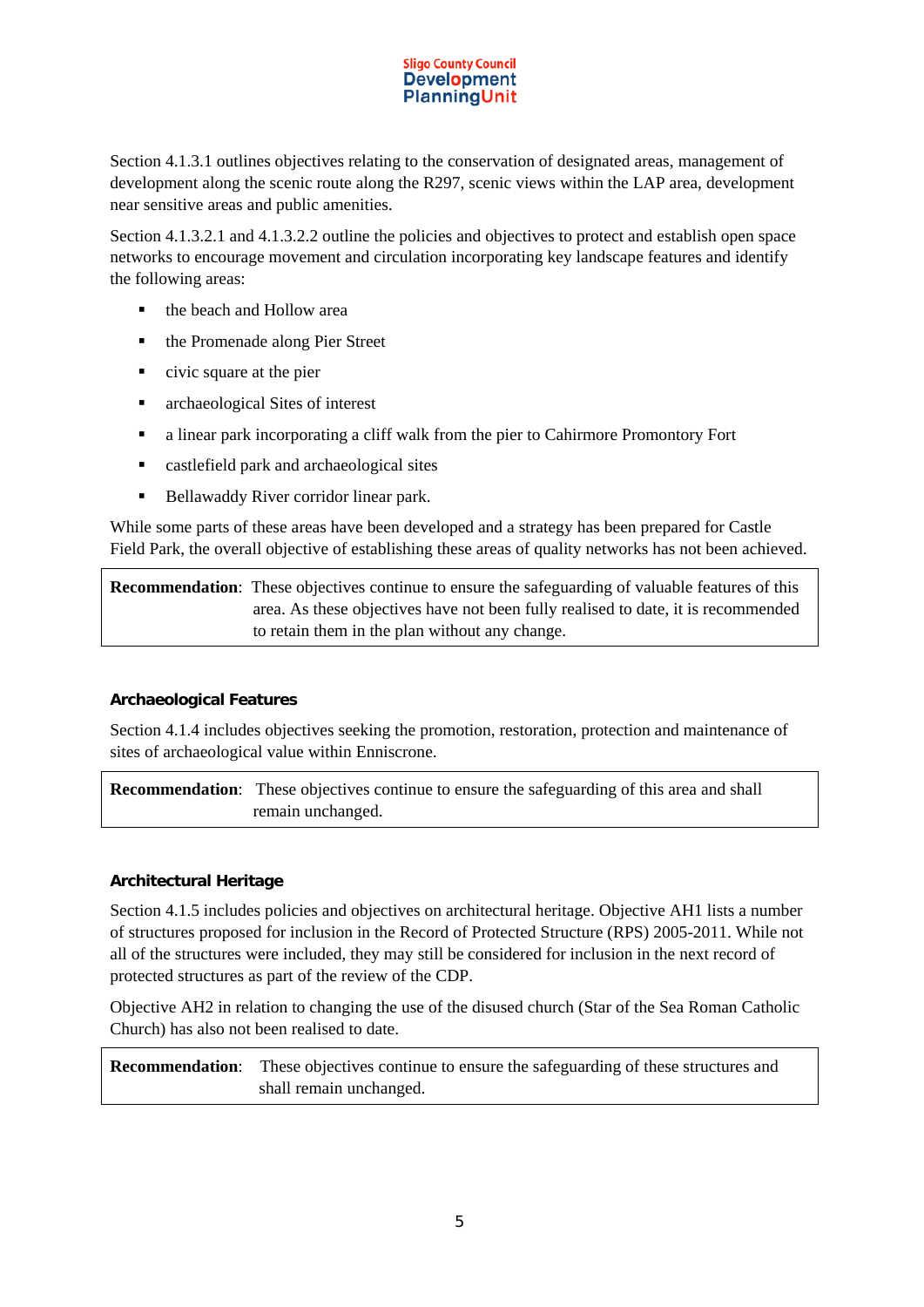Section 4.1.3.1 outlines objectives relating to the conservation of designated areas, management of development along the scenic route along the R297, scenic views within the LAP area, development near sensitive areas and public amenities.

Section 4.1.3.2.1 and 4.1.3.2.2 outline the policies and objectives to protect and establish open space networks to encourage movement and circulation incorporating key landscape features and identify the following areas:

- the beach and Hollow area
- the Promenade along Pier Street
- civic square at the pier
- archaeological Sites of interest
- a linear park incorporating a cliff walk from the pier to Cahirmore Promontory Fort
- castlefield park and archaeological sites
- Bellawaddy River corridor linear park.

While some parts of these areas have been developed and a strategy has been prepared for Castle Field Park, the overall objective of establishing these areas of quality networks has not been achieved.

| **Recommendation**: | These objectives continue to ensure the safeguarding of valuable features of this area. As these objectives have not been fully realised to date, it is recommended to retain them in the plan without any change. |
|---|---|

#### Archaeological Features

Section 4.1.4 includes objectives seeking the promotion, restoration, protection and maintenance of sites of archaeological value within Enniscrone.

| **Recommendation**: | These objectives continue to ensure the safeguarding of this area and shall remain unchanged. |
|---|---|

#### Architectural Heritage

Section 4.1.5 includes policies and objectives on architectural heritage. Objective AH1 lists a number of structures proposed for inclusion in the Record of Protected Structure (RPS) 2005-2011. While not all of the structures were included, they may still be considered for inclusion in the next record of protected structures as part of the review of the CDP.

Objective AH2 in relation to changing the use of the disused church (Star of the Sea Roman Catholic Church) has also not been realised to date.

| **Recommendation**: | These objectives continue to ensure the safeguarding of these structures and shall remain unchanged. |
|---|---|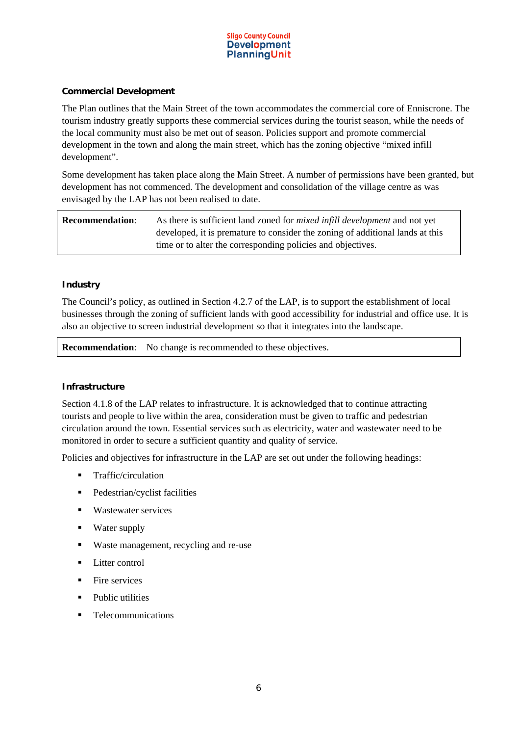### Commercial Development

The Plan outlines that the Main Street of the town accommodates the commercial core of Enniscrone. The tourism industry greatly supports these commercial services during the tourist season, while the needs of the local community must also be met out of season. Policies support and promote commercial development in the town and along the main street, which has the zoning objective “mixed infill development”.

Some development has taken place along the Main Street. A number of permissions have been granted, but development has not commenced. The development and consolidation of the village centre as was envisaged by the LAP has not been realised to date.

| **Recommendation**: | As there is sufficient land zoned for *mixed infill development* and not yet developed, it is premature to consider the zoning of additional lands at this time or to alter the corresponding policies and objectives. |
|---|---|

### Industry

The Council’s policy, as outlined in Section 4.2.7 of the LAP, is to support the establishment of local businesses through the zoning of sufficient lands with good accessibility for industrial and office use. It is also an objective to screen industrial development so that it integrates into the landscape.

| **Recommendation**: | No change is recommended to these objectives. |
|---|---|

### Infrastructure

Section 4.1.8 of the LAP relates to infrastructure. It is acknowledged that to continue attracting tourists and people to live within the area, consideration must be given to traffic and pedestrian circulation around the town. Essential services such as electricity, water and wastewater need to be monitored in order to secure a sufficient quantity and quality of service.

Policies and objectives for infrastructure in the LAP are set out under the following headings:

- Traffic/circulation
- Pedestrian/cyclist facilities
- Wastewater services
- Water supply
- Waste management, recycling and re-use
- Litter control
- Fire services
- Public utilities
- Telecommunications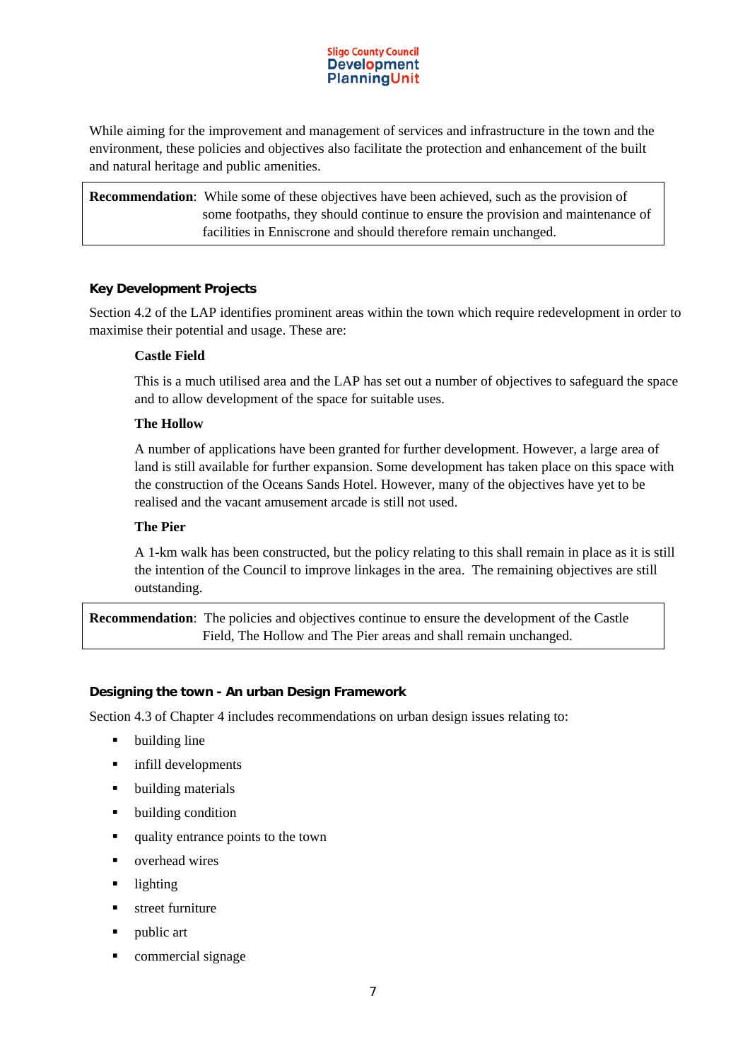While aiming for the improvement and management of services and infrastructure in the town and the environment, these policies and objectives also facilitate the protection and enhancement of the built and natural heritage and public amenities.

**Recommendation**: While some of these objectives have been achieved, such as the provision of some footpaths, they should continue to ensure the provision and maintenance of facilities in Enniscrone and should therefore remain unchanged.

### Key Development Projects

Section 4.2 of the LAP identifies prominent areas within the town which require redevelopment in order to maximise their potential and usage. These are:

**Castle Field**

This is a much utilised area and the LAP has set out a number of objectives to safeguard the space and to allow development of the space for suitable uses.

**The Hollow**

A number of applications have been granted for further development. However, a large area of land is still available for further expansion. Some development has taken place on this space with the construction of the Oceans Sands Hotel. However, many of the objectives have yet to be realised and the vacant amusement arcade is still not used.

**The Pier**

A 1-km walk has been constructed, but the policy relating to this shall remain in place as it is still the intention of the Council to improve linkages in the area. The remaining objectives are still outstanding.

**Recommendation**: The policies and objectives continue to ensure the development of the Castle Field, The Hollow and The Pier areas and shall remain unchanged.

### Designing the town - An urban Design Framework

Section 4.3 of Chapter 4 includes recommendations on urban design issues relating to:

- building line
- infill developments
- building materials
- building condition
- quality entrance points to the town
- overhead wires
- lighting
- street furniture
- public art
- commercial signage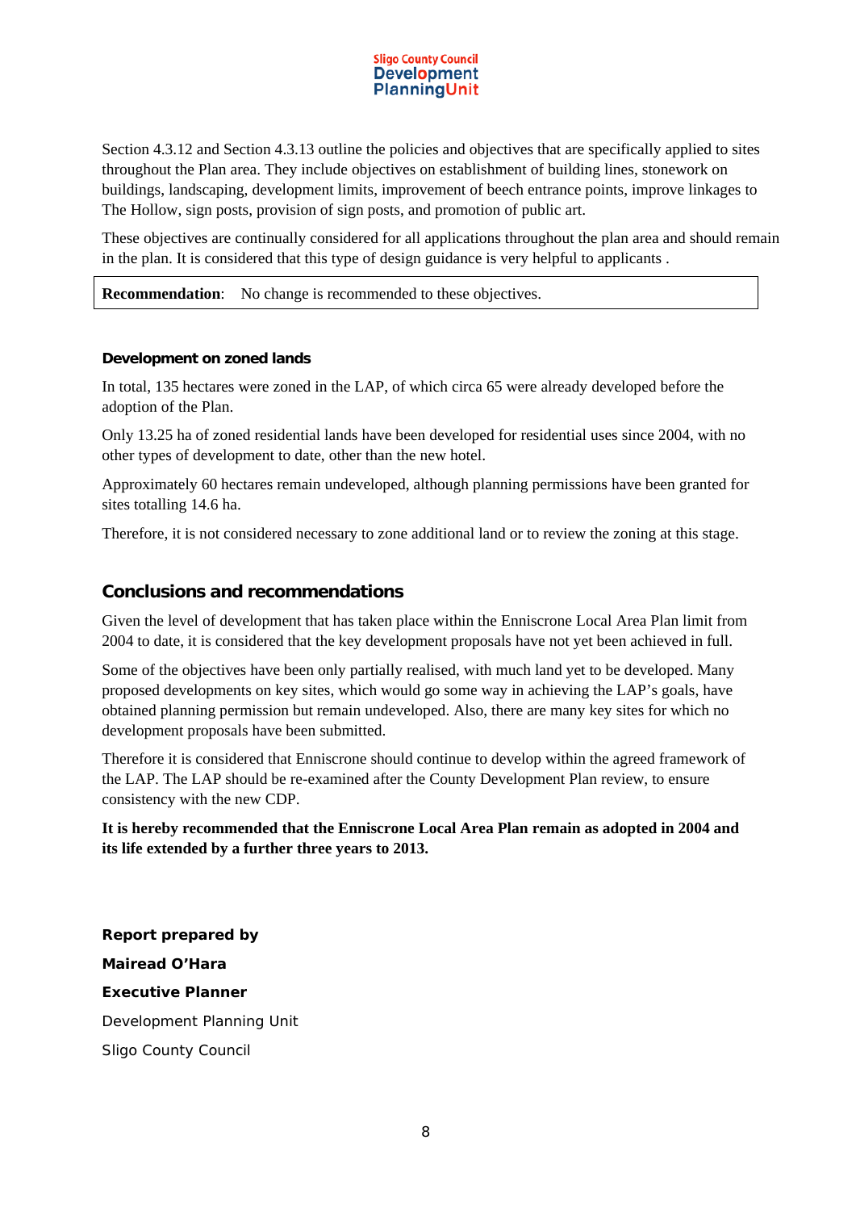Section 4.3.12 and Section 4.3.13 outline the policies and objectives that are specifically applied to sites throughout the Plan area. They include objectives on establishment of building lines, stonework on buildings, landscaping, development limits, improvement of beech entrance points, improve linkages to The Hollow, sign posts, provision of sign posts, and promotion of public art.

These objectives are continually considered for all applications throughout the plan area and should remain in the plan. It is considered that this type of design guidance is very helpful to applicants .

**Recommendation**: No change is recommended to these objectives.

#### Development on zoned lands

In total, 135 hectares were zoned in the LAP, of which circa 65 were already developed before the adoption of the Plan.

Only 13.25 ha of zoned residential lands have been developed for residential uses since 2004, with no other types of development to date, other than the new hotel.

Approximately 60 hectares remain undeveloped, although planning permissions have been granted for sites totalling 14.6 ha.

Therefore, it is not considered necessary to zone additional land or to review the zoning at this stage.

## Conclusions and recommendations

Given the level of development that has taken place within the Enniscrone Local Area Plan limit from 2004 to date, it is considered that the key development proposals have not yet been achieved in full.

Some of the objectives have been only partially realised, with much land yet to be developed. Many proposed developments on key sites, which would go some way in achieving the LAP's goals, have obtained planning permission but remain undeveloped. Also, there are many key sites for which no development proposals have been submitted.

Therefore it is considered that Enniscrone should continue to develop within the agreed framework of the LAP. The LAP should be re-examined after the County Development Plan review, to ensure consistency with the new CDP.

**It is hereby recommended that the Enniscrone Local Area Plan remain as adopted in 2004 and its life extended by a further three years to 2013.**

**Report prepared by**

**Mairead O'Hara**

**Executive Planner**

Development Planning Unit

Sligo County Council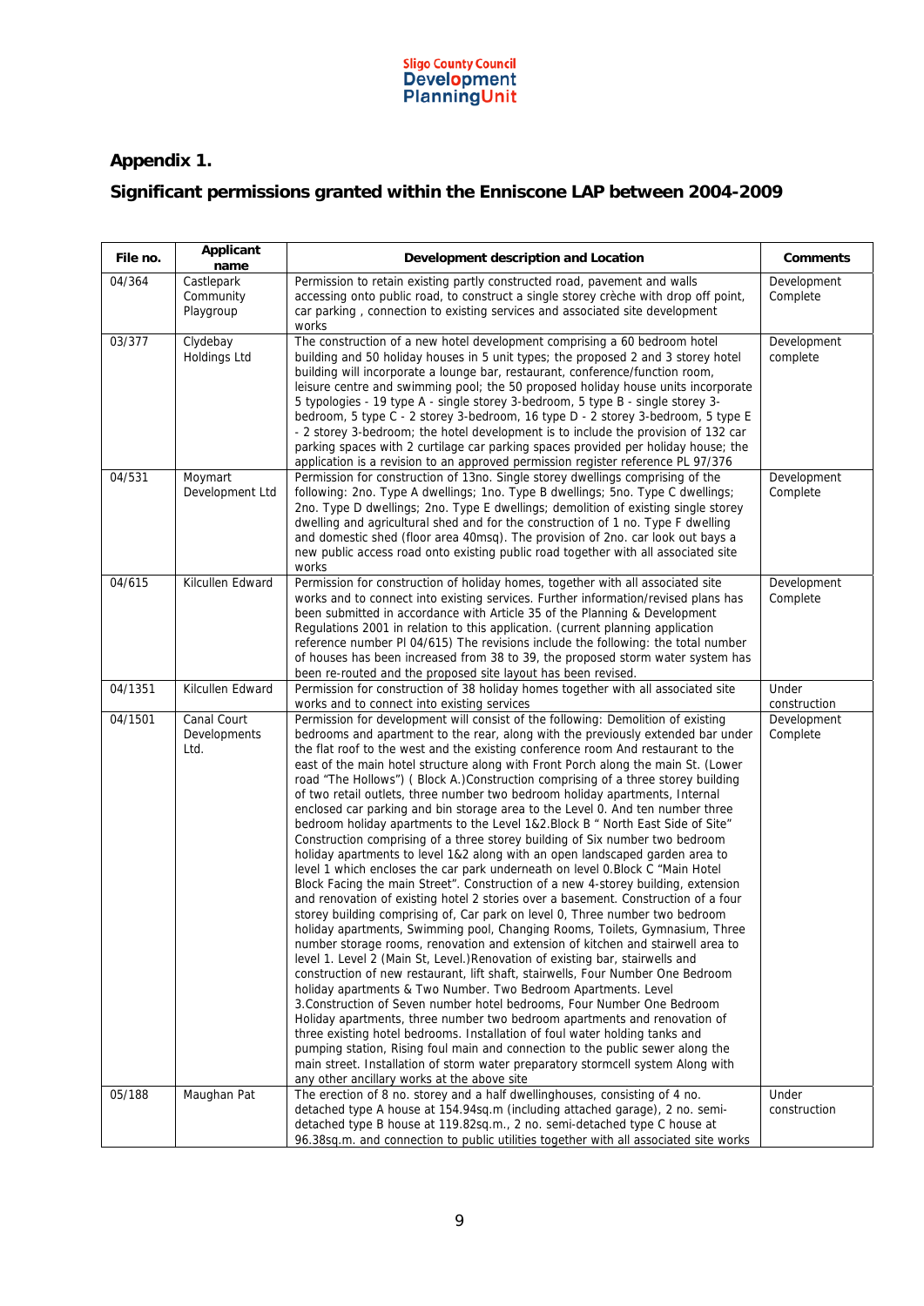## Appendix 1.

## Significant permissions granted within the Enniscone LAP between 2004-2009

| File no. | Applicant name | Development description and Location | Comments |
|---|---|---|---|
| 04/364 | Castlepark Community Playgroup | Permission to retain existing partly constructed road, pavement and walls accessing onto public road, to construct a single storey crèche with drop off point, car parking , connection to existing services and associated site development works | Development Complete |
| 03/377 | Clydebay Holdings Ltd | The construction of a new hotel development comprising a 60 bedroom hotel building and 50 holiday houses in 5 unit types; the proposed 2 and 3 storey hotel building will incorporate a lounge bar, restaurant, conference/function room, leisure centre and swimming pool; the 50 proposed holiday house units incorporate 5 typologies - 19 type A - single storey 3-bedroom, 5 type B - single storey 3-bedroom, 5 type C - 2 storey 3-bedroom, 16 type D - 2 storey 3-bedroom, 5 type E - 2 storey 3-bedroom; the hotel development is to include the provision of 132 car parking spaces with 2 curtilage car parking spaces provided per holiday house; the application is a revision to an approved permission register reference PL 97/376 | Development complete |
| 04/531 | Moymart Development Ltd | Permission for construction of 13no. Single storey dwellings comprising of the following: 2no. Type A dwellings; 1no. Type B dwellings; 5no. Type C dwellings; 2no. Type D dwellings; 2no. Type E dwellings; demolition of existing single storey dwelling and agricultural shed and for the construction of 1 no. Type F dwelling and domestic shed (floor area 40msq). The provision of 2no. car look out bays a new public access road onto existing public road together with all associated site works | Development Complete |
| 04/615 | Kilcullen Edward | Permission for construction of holiday homes, together with all associated site works and to connect into existing services. Further information/revised plans has been submitted in accordance with Article 35 of the Planning & Development Regulations 2001 in relation to this application. (current planning application reference number Pl 04/615) The revisions include the following: the total number of houses has been increased from 38 to 39, the proposed storm water system has been re-routed and the proposed site layout has been revised. | Development Complete |
| 04/1351 | Kilcullen Edward | Permission for construction of 38 holiday homes together with all associated site works and to connect into existing services | Under construction |
| 04/1501 | Canal Court Developments Ltd. | Permission for development will consist of the following: Demolition of existing bedrooms and apartment to the rear, along with the previously extended bar under the flat roof to the west and the existing conference room And restaurant to the east of the main hotel structure along with Front Porch along the main St. (Lower road "The Hollows") ( Block A.)Construction comprising of a three storey building of two retail outlets, three number two bedroom holiday apartments, Internal enclosed car parking and bin storage area to the Level 0. And ten number three bedroom holiday apartments to the Level 1&2.Block B " North East Side of Site" Construction comprising of a three storey building of Six number two bedroom holiday apartments to level 1&2 along with an open landscaped garden area to level 1 which encloses the car park underneath on level 0.Block C "Main Hotel Block Facing the main Street". Construction of a new 4-storey building, extension and renovation of existing hotel 2 stories over a basement. Construction of a four storey building comprising of, Car park on level 0, Three number two bedroom holiday apartments, Swimming pool, Changing Rooms, Toilets, Gymnasium, Three number storage rooms, renovation and extension of kitchen and stairwell area to level 1. Level 2 (Main St, Level.)Renovation of existing bar, stairwells and construction of new restaurant, lift shaft, stairwells, Four Number One Bedroom holiday apartments & Two Number. Two Bedroom Apartments. Level 3.Construction of Seven number hotel bedrooms, Four Number One Bedroom Holiday apartments, three number two bedroom apartments and renovation of three existing hotel bedrooms. Installation of foul water holding tanks and pumping station, Rising foul main and connection to the public sewer along the main street. Installation of storm water preparatory stormcell system Along with any other ancillary works at the above site | Development Complete |
| 05/188 | Maughan Pat | The erection of 8 no. storey and a half dwellinghouses, consisting of 4 no. detached type A house at 154.94sq.m (including attached garage), 2 no. semi-detached type B house at 119.82sq.m., 2 no. semi-detached type C house at 96.38sq.m. and connection to public utilities together with all associated site works | Under construction |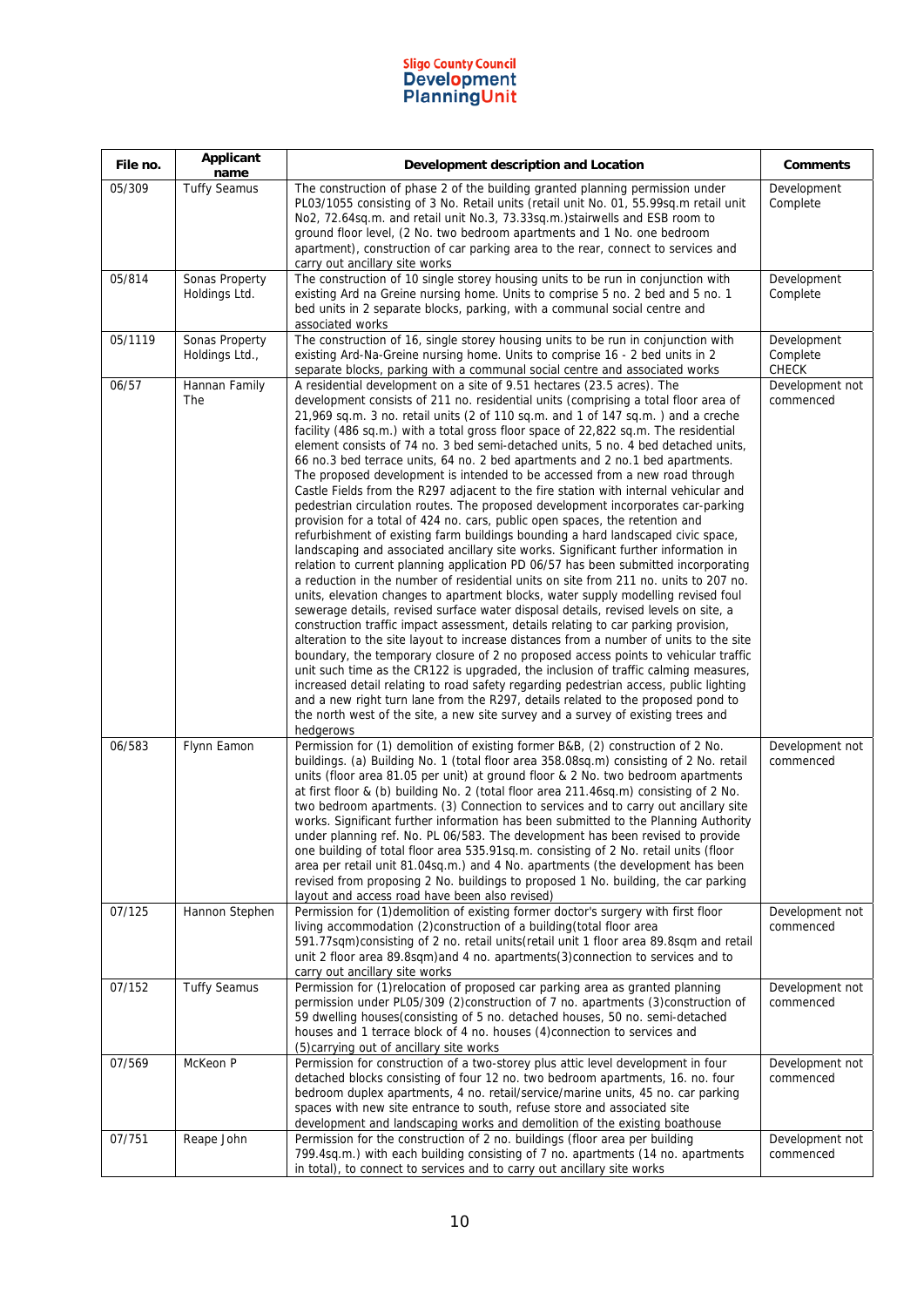| File no. | Applicant name | Development description and Location | Comments |
|---|---|---|---|
| 05/309 | Tuffy Seamus | The construction of phase 2 of the building granted planning permission under PL03/1055 consisting of 3 No. Retail units (retail unit No. 01, 55.99sq.m retail unit No2, 72.64sq.m. and retail unit No.3, 73.33sq.m.)stairwells and ESB room to ground floor level, (2 No. two bedroom apartments and 1 No. one bedroom apartment), construction of car parking area to the rear, connect to services and carry out ancillary site works | Development Complete |
| 05/814 | Sonas Property Holdings Ltd. | The construction of 10 single storey housing units to be run in conjunction with existing Ard na Greine nursing home. Units to comprise 5 no. 2 bed and 5 no. 1 bed units in 2 separate blocks, parking, with a communal social centre and associated works | Development Complete |
| 05/1119 | Sonas Property Holdings Ltd., | The construction of 16, single storey housing units to be run in conjunction with existing Ard-Na-Greine nursing home. Units to comprise 16 - 2 bed units in 2 separate blocks, parking with a communal social centre and associated works | Development Complete CHECK |
| 06/57 | Hannan Family The | A residential development on a site of 9.51 hectares (23.5 acres). The development consists of 211 no. residential units (comprising a total floor area of 21,969 sq.m. 3 no. retail units (2 of 110 sq.m. and 1 of 147 sq.m. ) and a creche facility (486 sq.m.) with a total gross floor space of 22,822 sq.m. The residential element consists of 74 no. 3 bed semi-detached units, 5 no. 4 bed detached units, 66 no.3 bed terrace units, 64 no. 2 bed apartments and 2 no.1 bed apartments. The proposed development is intended to be accessed from a new road through Castle Fields from the R297 adjacent to the fire station with internal vehicular and pedestrian circulation routes. The proposed development incorporates car-parking provision for a total of 424 no. cars, public open spaces, the retention and refurbishment of existing farm buildings bounding a hard landscaped civic space, landscaping and associated ancillary site works. Significant further information in relation to current planning application PD 06/57 has been submitted incorporating a reduction in the number of residential units on site from 211 no. units to 207 no. units, elevation changes to apartment blocks, water supply modelling revised foul sewerage details, revised surface water disposal details, revised levels on site, a construction traffic impact assessment, details relating to car parking provision, alteration to the site layout to increase distances from a number of units to the site boundary, the temporary closure of 2 no proposed access points to vehicular traffic unit such time as the CR122 is upgraded, the inclusion of traffic calming measures, increased detail relating to road safety regarding pedestrian access, public lighting and a new right turn lane from the R297, details related to the proposed pond to the north west of the site, a new site survey and a survey of existing trees and hedgerows | Development not commenced |
| 06/583 | Flynn Eamon | Permission for (1) demolition of existing former B&B, (2) construction of 2 No. buildings. (a) Building No. 1 (total floor area 358.08sq.m) consisting of 2 No. retail units (floor area 81.05 per unit) at ground floor & 2 No. two bedroom apartments at first floor & (b) building No. 2 (total floor area 211.46sq.m) consisting of 2 No. two bedroom apartments. (3) Connection to services and to carry out ancillary site works. Significant further information has been submitted to the Planning Authority under planning ref. No. PL 06/583. The development has been revised to provide one building of total floor area 535.91sq.m. consisting of 2 No. retail units (floor area per retail unit 81.04sq.m.) and 4 No. apartments (the development has been revised from proposing 2 No. buildings to proposed 1 No. building, the car parking layout and access road have been also revised) | Development not commenced |
| 07/125 | Hannon Stephen | Permission for (1)demolition of existing former doctor's surgery with first floor living accommodation (2)construction of a building(total floor area 591.77sqm)consisting of 2 no. retail units(retail unit 1 floor area 89.8sqm and retail unit 2 floor area 89.8sqm)and 4 no. apartments(3)connection to services and to carry out ancillary site works | Development not commenced |
| 07/152 | Tuffy Seamus | Permission for (1)relocation of proposed car parking area as granted planning permission under PL05/309 (2)construction of 7 no. apartments (3)construction of 59 dwelling houses(consisting of 5 no. detached houses, 50 no. semi-detached houses and 1 terrace block of 4 no. houses (4)connection to services and (5)carrying out of ancillary site works | Development not commenced |
| 07/569 | McKeon P | Permission for construction of a two-storey plus attic level development in four detached blocks consisting of four 12 no. two bedroom apartments, 16. no. four bedroom duplex apartments, 4 no. retail/service/marine units, 45 no. car parking spaces with new site entrance to south, refuse store and associated site development and landscaping works and demolition of the existing boathouse | Development not commenced |
| 07/751 | Reape John | Permission for the construction of 2 no. buildings (floor area per building 799.4sq.m.) with each building consisting of 7 no. apartments (14 no. apartments in total), to connect to services and to carry out ancillary site works | Development not commenced |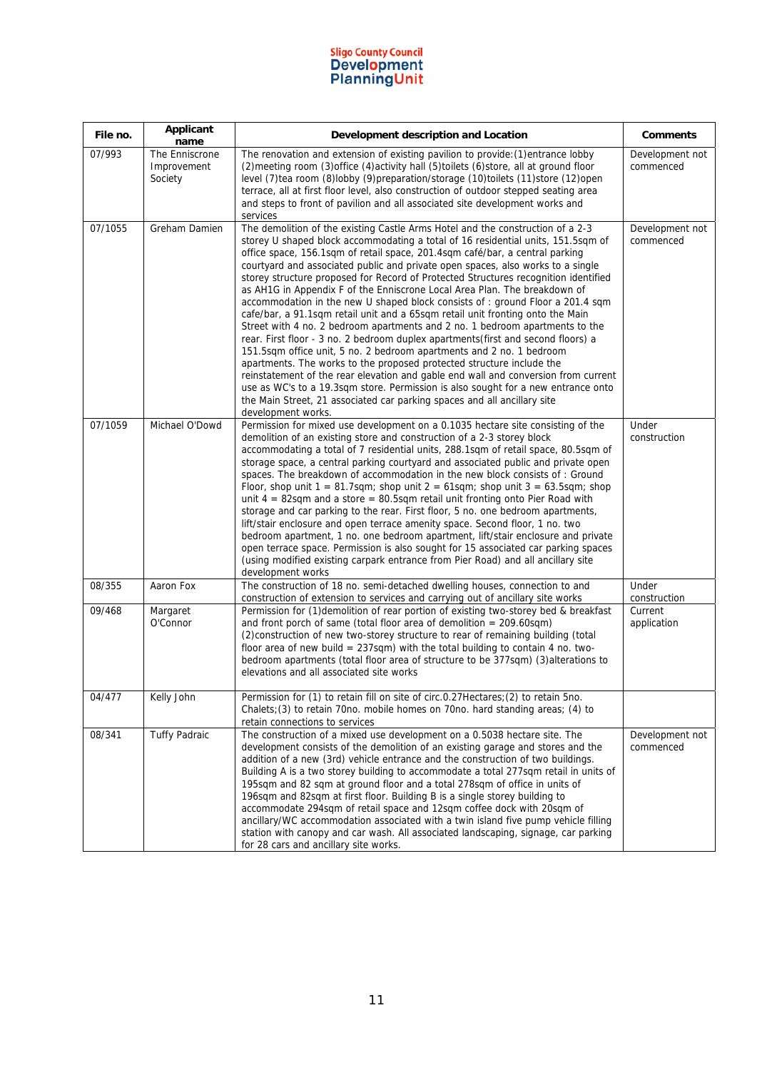Sligo County Council
Development PlanningUnit

| File no. | Applicant name | Development description and Location | Comments |
|---|---|---|---|
| 07/993 | The Enniscrone Improvement Society | The renovation and extension of existing pavilion to provide:(1)entrance lobby (2)meeting room (3)office (4)activity hall (5)toilets (6)store, all at ground floor level (7)tea room (8)lobby (9)preparation/storage (10)toilets (11)store (12)open terrace, all at first floor level, also construction of outdoor stepped seating area and steps to front of pavilion and all associated site development works and services | Development not commenced |
| 07/1055 | Greham Damien | The demolition of the existing Castle Arms Hotel and the construction of a 2-3 storey U shaped block accommodating a total of 16 residential units, 151.5sqm of office space, 156.1sqm of retail space, 201.4sqm café/bar, a central parking courtyard and associated public and private open spaces, also works to a single storey structure proposed for Record of Protected Structures recognition identified as AH1G in Appendix F of the Enniscrone Local Area Plan. The breakdown of accommodation in the new U shaped block consists of : ground Floor a 201.4 sqm cafe/bar, a 91.1sqm retail unit and a 65sqm retail unit fronting onto the Main Street with 4 no. 2 bedroom apartments and 2 no. 1 bedroom apartments to the rear. First floor - 3 no. 2 bedroom duplex apartments(first and second floors) a 151.5sqm office unit, 5 no. 2 bedroom apartments and 2 no. 1 bedroom apartments. The works to the proposed protected structure include the reinstatement of the rear elevation and gable end wall and conversion from current use as WC's to a 19.3sqm store. Permission is also sought for a new entrance onto the Main Street, 21 associated car parking spaces and all ancillary site development works. | Development not commenced |
| 07/1059 | Michael O'Dowd | Permission for mixed use development on a 0.1035 hectare site consisting of the demolition of an existing store and construction of a 2-3 storey block accommodating a total of 7 residential units, 288.1sqm of retail space, 80.5sqm of storage space, a central parking courtyard and associated public and private open spaces. The breakdown of accommodation in the new block consists of : Ground Floor, shop unit 1 = 81.7sqm; shop unit 2 = 61sqm; shop unit 3 = 63.5sqm; shop unit 4 = 82sqm and a store = 80.5sqm retail unit fronting onto Pier Road with storage and car parking to the rear. First floor, 5 no. one bedroom apartments, lift/stair enclosure and open terrace amenity space. Second floor, 1 no. two bedroom apartment, 1 no. one bedroom apartment, lift/stair enclosure and private open terrace space. Permission is also sought for 15 associated car parking spaces (using modified existing carpark entrance from Pier Road) and all ancillary site development works | Under construction |
| 08/355 | Aaron Fox | The construction of 18 no. semi-detached dwelling houses, connection to and construction of extension to services and carrying out of ancillary site works | Under construction |
| 09/468 | Margaret O'Connor | Permission for (1)demolition of rear portion of existing two-storey bed & breakfast and front porch of same (total floor area of demolition = 209.60sqm) (2)construction of new two-storey structure to rear of remaining building (total floor area of new build = 237sqm) with the total building to contain 4 no. two-bedroom apartments (total floor area of structure to be 377sqm) (3)alterations to elevations and all associated site works | Current application |
| 04/477 | Kelly John | Permission for (1) to retain fill on site of circ.0.27Hectares;(2) to retain 5no. Chalets;(3) to retain 70no. mobile homes on 70no. hard standing areas; (4) to retain connections to services | |
| 08/341 | Tuffy Padraic | The construction of a mixed use development on a 0.5038 hectare site. The development consists of the demolition of an existing garage and stores and the addition of a new (3rd) vehicle entrance and the construction of two buildings. Building A is a two storey building to accommodate a total 277sqm retail in units of 195sqm and 82 sqm at ground floor and a total 278sqm of office in units of 196sqm and 82sqm at first floor. Building B is a single storey building to accommodate 294sqm of retail space and 12sqm coffee dock with 20sqm of ancillary/WC accommodation associated with a twin island five pump vehicle filling station with canopy and car wash. All associated landscaping, signage, car parking for 28 cars and ancillary site works. | Development not commenced |